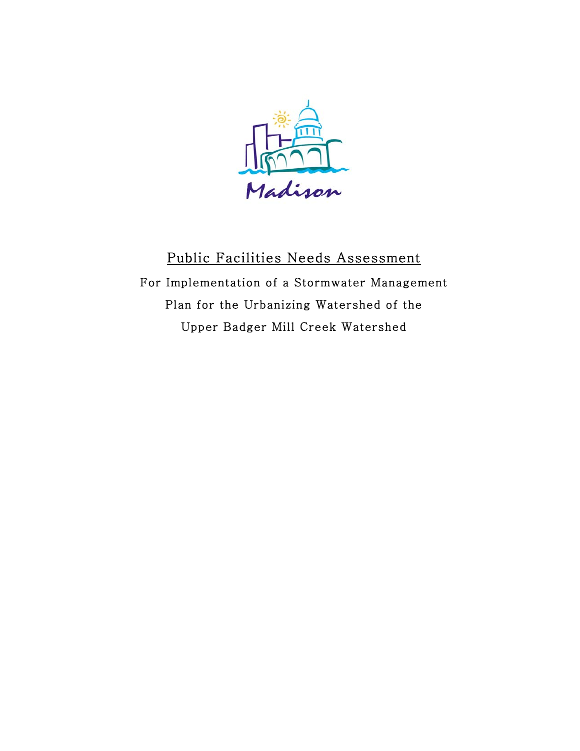Madison

# Public Facilities Needs Assessment

For Implementation of a Stormwater Management Plan for the Urbanizing Watershed of the Upper Badger Mill Creek Watershed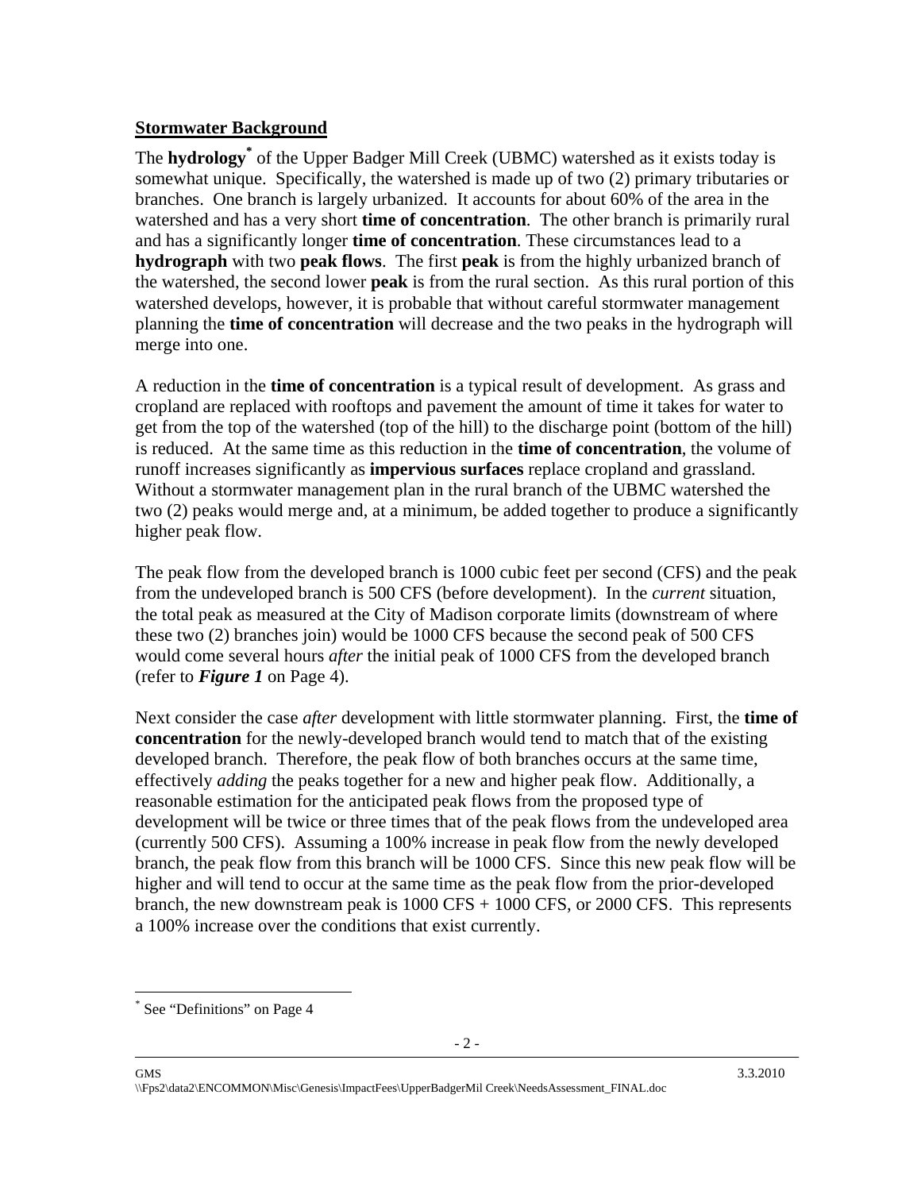## Stormwater Background

The **hydrology**[*] of the Upper Badger Mill Creek (UBMC) watershed as it exists today is somewhat unique. Specifically, the watershed is made up of two (2) primary tributaries or branches. One branch is largely urbanized. It accounts for about 60% of the area in the watershed and has a very short **time of concentration**. The other branch is primarily rural and has a significantly longer **time of concentration**. These circumstances lead to a **hydrograph** with two **peak flows**. The first **peak** is from the highly urbanized branch of the watershed, the second lower **peak** is from the rural section. As this rural portion of this watershed develops, however, it is probable that without careful stormwater management planning the **time of concentration** will decrease and the two peaks in the hydrograph will merge into one.

A reduction in the **time of concentration** is a typical result of development. As grass and cropland are replaced with rooftops and pavement the amount of time it takes for water to get from the top of the watershed (top of the hill) to the discharge point (bottom of the hill) is reduced. At the same time as this reduction in the **time of concentration**, the volume of runoff increases significantly as **impervious surfaces** replace cropland and grassland. Without a stormwater management plan in the rural branch of the UBMC watershed the two (2) peaks would merge and, at a minimum, be added together to produce a significantly higher peak flow.

The peak flow from the developed branch is 1000 cubic feet per second (CFS) and the peak from the undeveloped branch is 500 CFS (before development). In the *current* situation, the total peak as measured at the City of Madison corporate limits (downstream of where these two (2) branches join) would be 1000 CFS because the second peak of 500 CFS would come several hours *after* the initial peak of 1000 CFS from the developed branch (refer to ***Figure 1*** on Page 4).

Next consider the case *after* development with little stormwater planning. First, the **time of concentration** for the newly-developed branch would tend to match that of the existing developed branch. Therefore, the peak flow of both branches occurs at the same time, effectively *adding* the peaks together for a new and higher peak flow. Additionally, a reasonable estimation for the anticipated peak flows from the proposed type of development will be twice or three times that of the peak flows from the undeveloped area (currently 500 CFS). Assuming a 100% increase in peak flow from the newly developed branch, the peak flow from this branch will be 1000 CFS. Since this new peak flow will be higher and will tend to occur at the same time as the peak flow from the prior-developed branch, the new downstream peak is 1000 CFS + 1000 CFS, or 2000 CFS. This represents a 100% increase over the conditions that exist currently.

---

[*] See "Definitions" on Page 4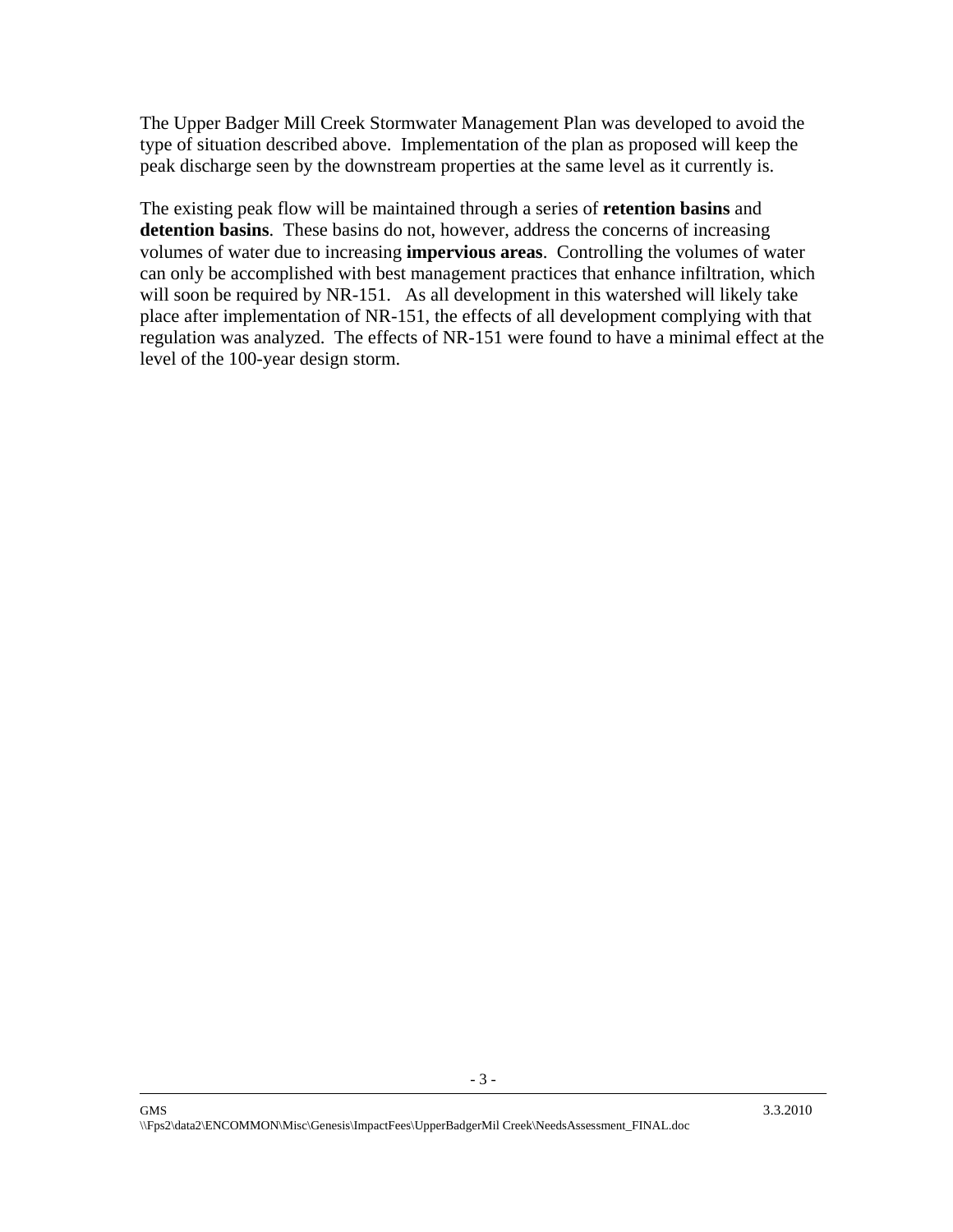The Upper Badger Mill Creek Stormwater Management Plan was developed to avoid the type of situation described above. Implementation of the plan as proposed will keep the peak discharge seen by the downstream properties at the same level as it currently is.

The existing peak flow will be maintained through a series of **retention basins** and **detention basins**. These basins do not, however, address the concerns of increasing volumes of water due to increasing **impervious areas**. Controlling the volumes of water can only be accomplished with best management practices that enhance infiltration, which will soon be required by NR-151. As all development in this watershed will likely take place after implementation of NR-151, the effects of all development complying with that regulation was analyzed. The effects of NR-151 were found to have a minimal effect at the level of the 100-year design storm.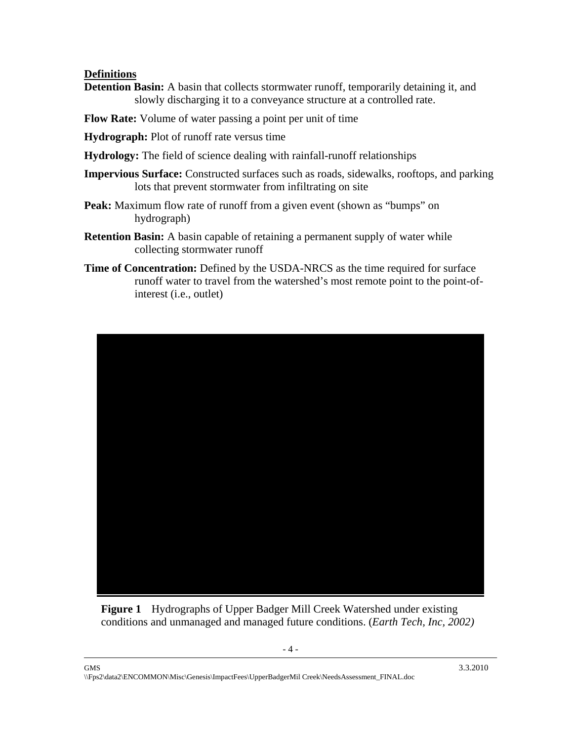**Definitions**

**Detention Basin:** A basin that collects stormwater runoff, temporarily detaining it, and slowly discharging it to a conveyance structure at a controlled rate.

**Flow Rate:** Volume of water passing a point per unit of time

**Hydrograph:** Plot of runoff rate versus time

**Hydrology:** The field of science dealing with rainfall-runoff relationships

**Impervious Surface:** Constructed surfaces such as roads, sidewalks, rooftops, and parking lots that prevent stormwater from infiltrating on site

**Peak:** Maximum flow rate of runoff from a given event (shown as "bumps" on hydrograph)

**Retention Basin:** A basin capable of retaining a permanent supply of water while collecting stormwater runoff

**Time of Concentration:** Defined by the USDA-NRCS as the time required for surface runoff water to travel from the watershed's most remote point to the point-of-interest (i.e., outlet)

**Figure 1** Hydrographs of Upper Badger Mill Creek Watershed under existing conditions and unmanaged and managed future conditions. (*Earth Tech, Inc, 2002)*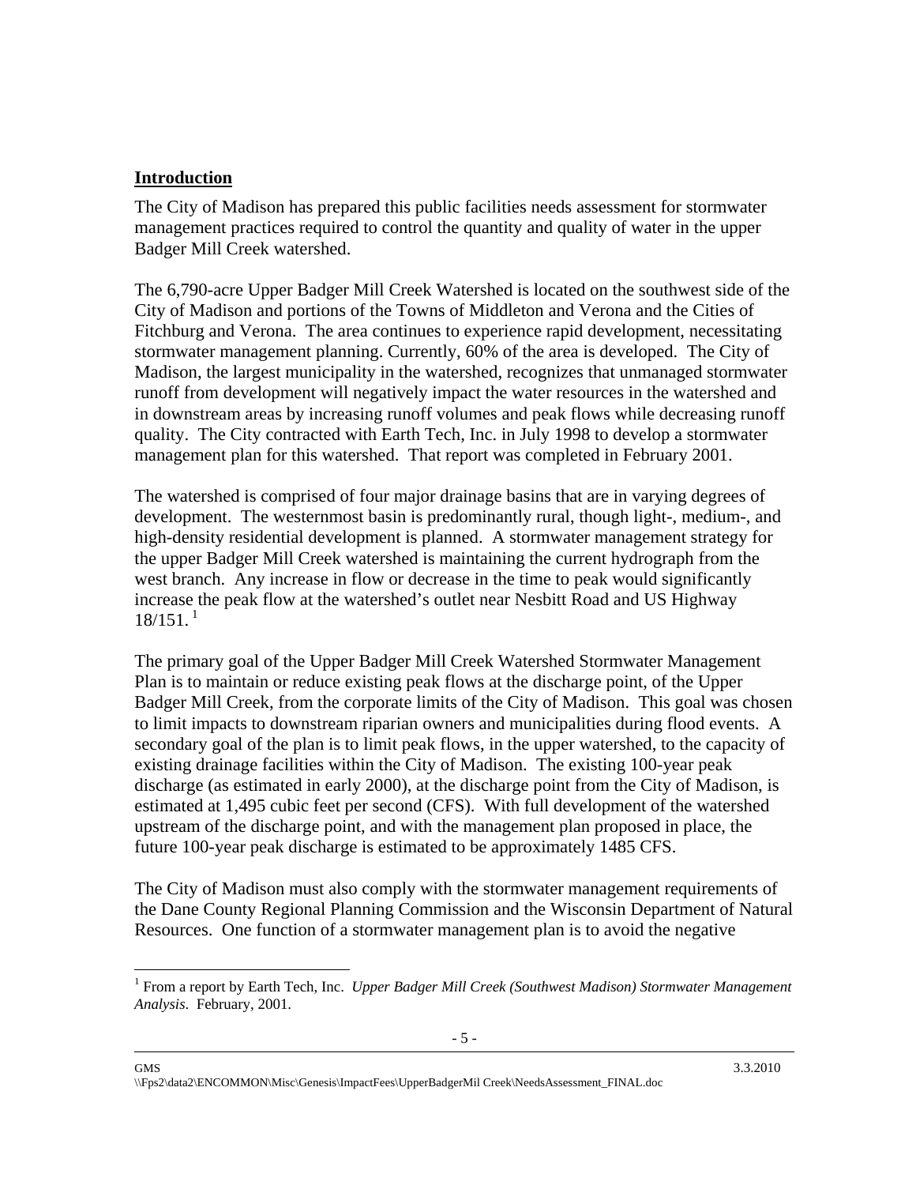## Introduction

The City of Madison has prepared this public facilities needs assessment for stormwater management practices required to control the quantity and quality of water in the upper Badger Mill Creek watershed.

The 6,790-acre Upper Badger Mill Creek Watershed is located on the southwest side of the City of Madison and portions of the Towns of Middleton and Verona and the Cities of Fitchburg and Verona. The area continues to experience rapid development, necessitating stormwater management planning. Currently, 60% of the area is developed. The City of Madison, the largest municipality in the watershed, recognizes that unmanaged stormwater runoff from development will negatively impact the water resources in the watershed and in downstream areas by increasing runoff volumes and peak flows while decreasing runoff quality. The City contracted with Earth Tech, Inc. in July 1998 to develop a stormwater management plan for this watershed. That report was completed in February 2001.

The watershed is comprised of four major drainage basins that are in varying degrees of development. The westernmost basin is predominantly rural, though light-, medium-, and high-density residential development is planned. A stormwater management strategy for the upper Badger Mill Creek watershed is maintaining the current hydrograph from the west branch. Any increase in flow or decrease in the time to peak would significantly increase the peak flow at the watershed's outlet near Nesbitt Road and US Highway 18/151. [1]

The primary goal of the Upper Badger Mill Creek Watershed Stormwater Management Plan is to maintain or reduce existing peak flows at the discharge point, of the Upper Badger Mill Creek, from the corporate limits of the City of Madison. This goal was chosen to limit impacts to downstream riparian owners and municipalities during flood events. A secondary goal of the plan is to limit peak flows, in the upper watershed, to the capacity of existing drainage facilities within the City of Madison. The existing 100-year peak discharge (as estimated in early 2000), at the discharge point from the City of Madison, is estimated at 1,495 cubic feet per second (CFS). With full development of the watershed upstream of the discharge point, and with the management plan proposed in place, the future 100-year peak discharge is estimated to be approximately 1485 CFS.

The City of Madison must also comply with the stormwater management requirements of the Dane County Regional Planning Commission and the Wisconsin Department of Natural Resources. One function of a stormwater management plan is to avoid the negative

[1] From a report by Earth Tech, Inc. *Upper Badger Mill Creek (Southwest Madison) Stormwater Management Analysis*. February, 2001.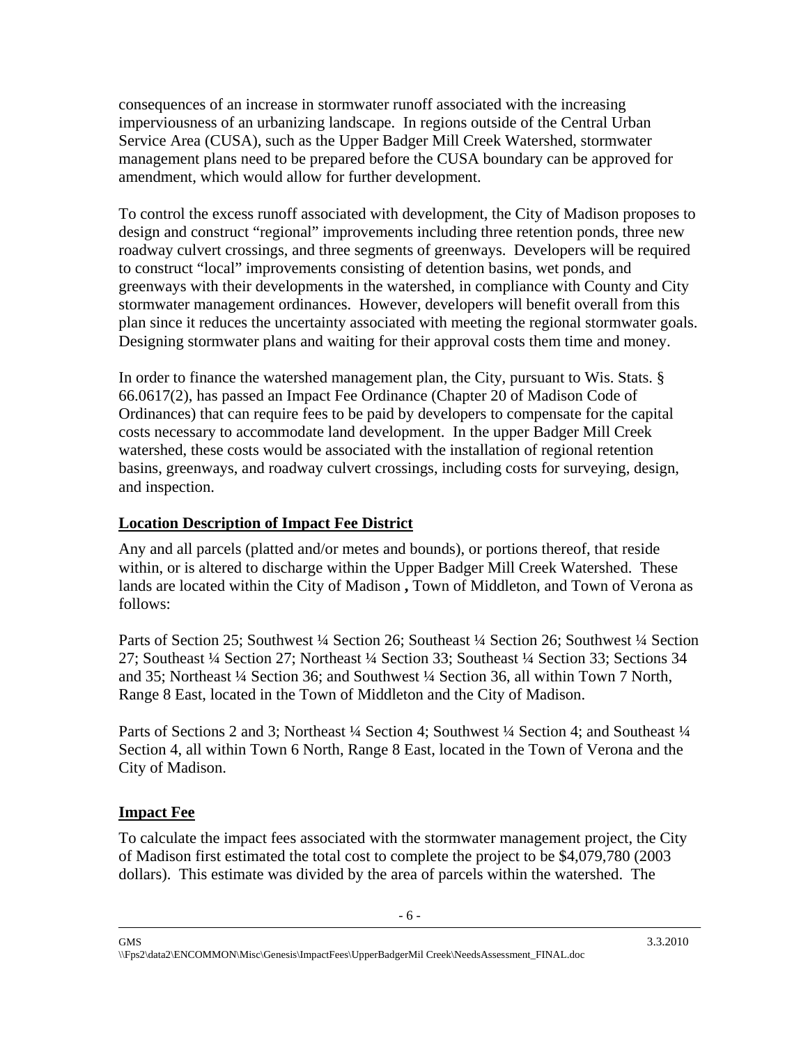consequences of an increase in stormwater runoff associated with the increasing imperviousness of an urbanizing landscape. In regions outside of the Central Urban Service Area (CUSA), such as the Upper Badger Mill Creek Watershed, stormwater management plans need to be prepared before the CUSA boundary can be approved for amendment, which would allow for further development.

To control the excess runoff associated with development, the City of Madison proposes to design and construct "regional" improvements including three retention ponds, three new roadway culvert crossings, and three segments of greenways. Developers will be required to construct "local" improvements consisting of detention basins, wet ponds, and greenways with their developments in the watershed, in compliance with County and City stormwater management ordinances. However, developers will benefit overall from this plan since it reduces the uncertainty associated with meeting the regional stormwater goals. Designing stormwater plans and waiting for their approval costs them time and money.

In order to finance the watershed management plan, the City, pursuant to Wis. Stats. § 66.0617(2), has passed an Impact Fee Ordinance (Chapter 20 of Madison Code of Ordinances) that can require fees to be paid by developers to compensate for the capital costs necessary to accommodate land development. In the upper Badger Mill Creek watershed, these costs would be associated with the installation of regional retention basins, greenways, and roadway culvert crossings, including costs for surveying, design, and inspection.

## Location Description of Impact Fee District

Any and all parcels (platted and/or metes and bounds), or portions thereof, that reside within, or is altered to discharge within the Upper Badger Mill Creek Watershed. These lands are located within the City of Madison **,** Town of Middleton, and Town of Verona as follows:

Parts of Section 25; Southwest ¼ Section 26; Southeast ¼ Section 26; Southwest ¼ Section 27; Southeast ¼ Section 27; Northeast ¼ Section 33; Southeast ¼ Section 33; Sections 34 and 35; Northeast ¼ Section 36; and Southwest ¼ Section 36, all within Town 7 North, Range 8 East, located in the Town of Middleton and the City of Madison.

Parts of Sections 2 and 3; Northeast ¼ Section 4; Southwest ¼ Section 4; and Southeast ¼ Section 4, all within Town 6 North, Range 8 East, located in the Town of Verona and the City of Madison.

## Impact Fee

To calculate the impact fees associated with the stormwater management project, the City of Madison first estimated the total cost to complete the project to be $4,079,780 (2003 dollars). This estimate was divided by the area of parcels within the watershed. The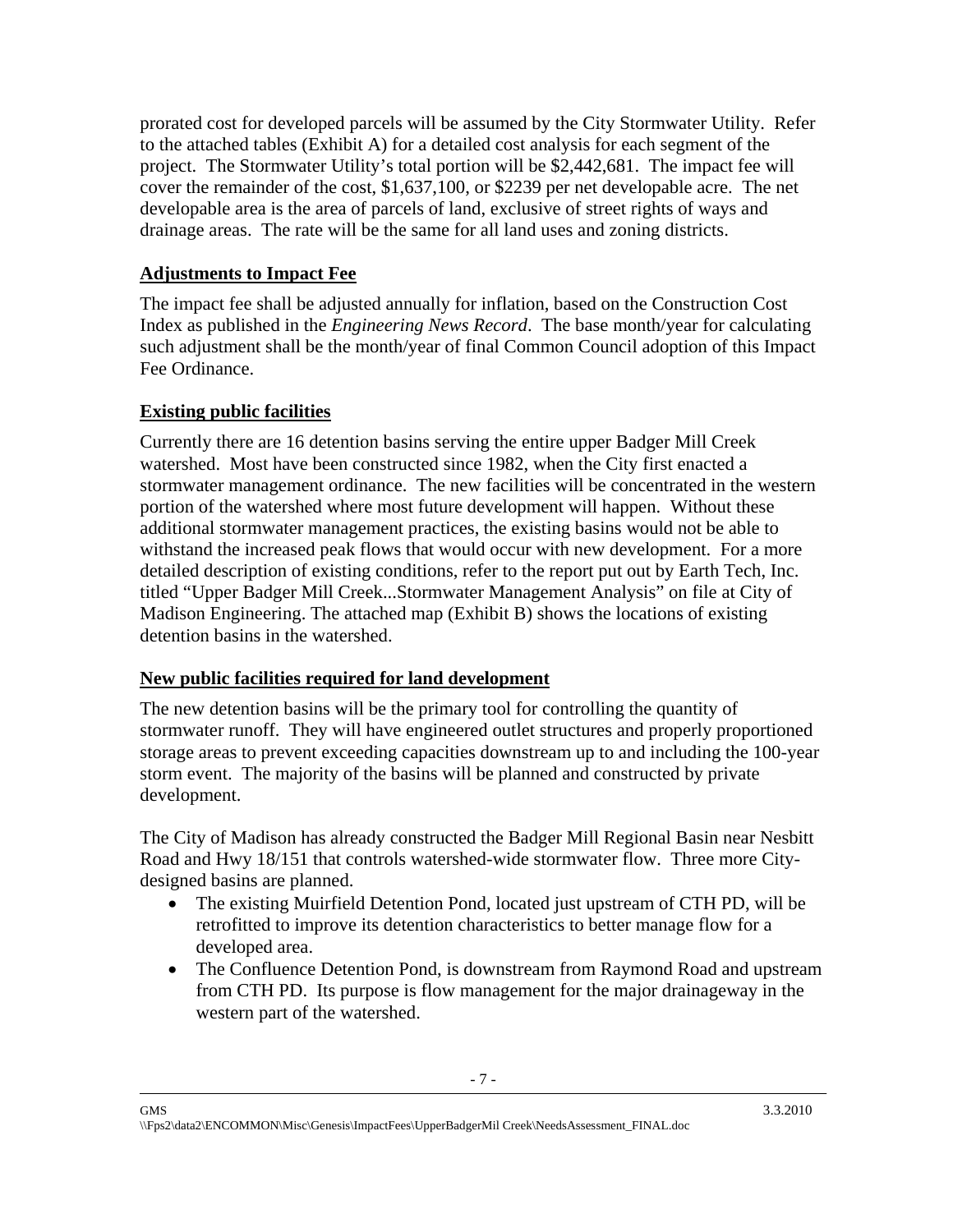prorated cost for developed parcels will be assumed by the City Stormwater Utility. Refer to the attached tables (Exhibit A) for a detailed cost analysis for each segment of the project. The Stormwater Utility's total portion will be $2,442,681. The impact fee will cover the remainder of the cost, $1,637,100, or $2239 per net developable acre. The net developable area is the area of parcels of land, exclusive of street rights of ways and drainage areas. The rate will be the same for all land uses and zoning districts.

## Adjustments to Impact Fee

The impact fee shall be adjusted annually for inflation, based on the Construction Cost Index as published in the *Engineering News Record*. The base month/year for calculating such adjustment shall be the month/year of final Common Council adoption of this Impact Fee Ordinance.

## Existing public facilities

Currently there are 16 detention basins serving the entire upper Badger Mill Creek watershed. Most have been constructed since 1982, when the City first enacted a stormwater management ordinance. The new facilities will be concentrated in the western portion of the watershed where most future development will happen. Without these additional stormwater management practices, the existing basins would not be able to withstand the increased peak flows that would occur with new development. For a more detailed description of existing conditions, refer to the report put out by Earth Tech, Inc. titled "Upper Badger Mill Creek...Stormwater Management Analysis" on file at City of Madison Engineering. The attached map (Exhibit B) shows the locations of existing detention basins in the watershed.

## New public facilities required for land development

The new detention basins will be the primary tool for controlling the quantity of stormwater runoff. They will have engineered outlet structures and properly proportioned storage areas to prevent exceeding capacities downstream up to and including the 100-year storm event. The majority of the basins will be planned and constructed by private development.

The City of Madison has already constructed the Badger Mill Regional Basin near Nesbitt Road and Hwy 18/151 that controls watershed-wide stormwater flow. Three more City-designed basins are planned.

- The existing Muirfield Detention Pond, located just upstream of CTH PD, will be retrofitted to improve its detention characteristics to better manage flow for a developed area.
- The Confluence Detention Pond, is downstream from Raymond Road and upstream from CTH PD. Its purpose is flow management for the major drainageway in the western part of the watershed.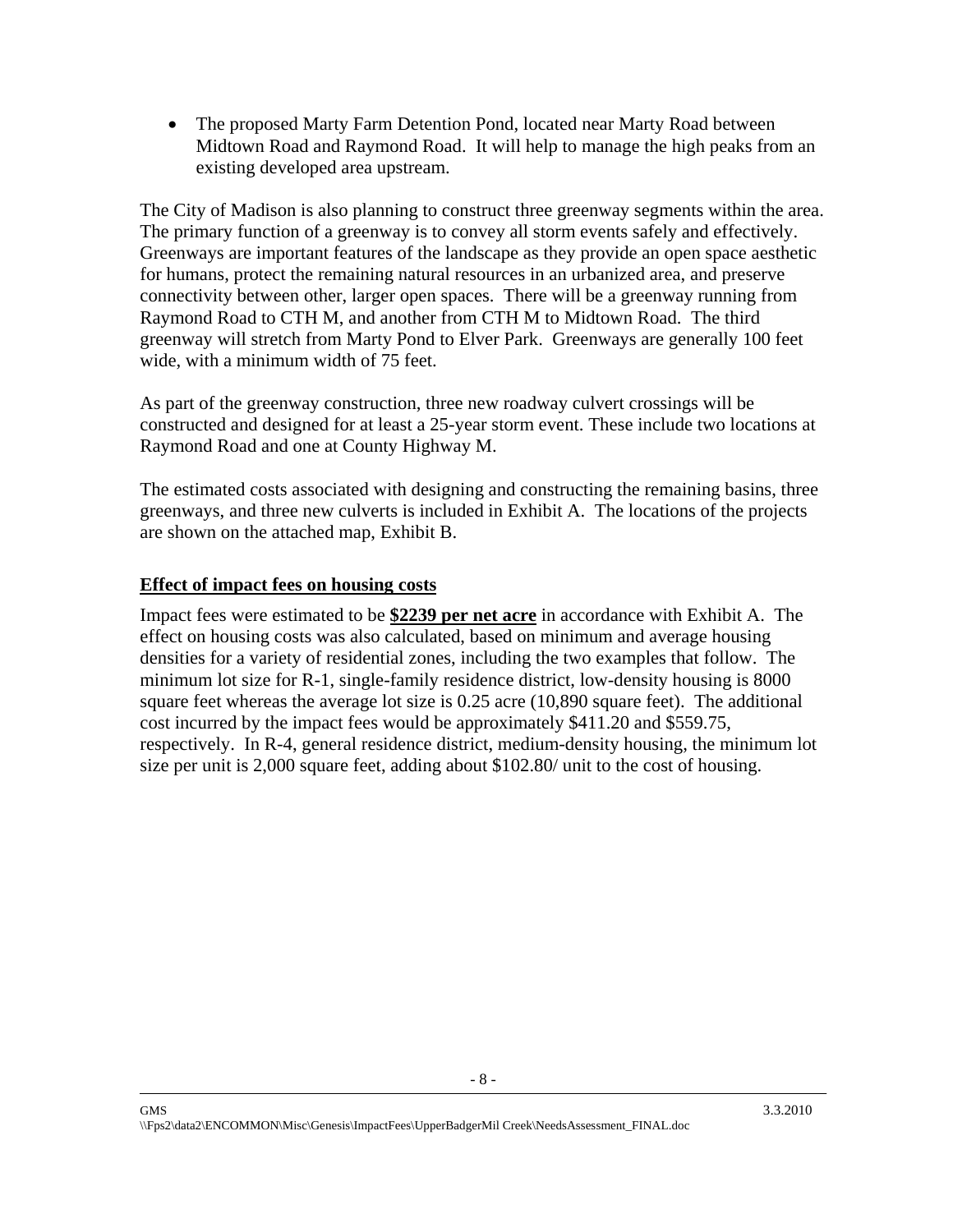- The proposed Marty Farm Detention Pond, located near Marty Road between Midtown Road and Raymond Road. It will help to manage the high peaks from an existing developed area upstream.

The City of Madison is also planning to construct three greenway segments within the area. The primary function of a greenway is to convey all storm events safely and effectively. Greenways are important features of the landscape as they provide an open space aesthetic for humans, protect the remaining natural resources in an urbanized area, and preserve connectivity between other, larger open spaces. There will be a greenway running from Raymond Road to CTH M, and another from CTH M to Midtown Road. The third greenway will stretch from Marty Pond to Elver Park. Greenways are generally 100 feet wide, with a minimum width of 75 feet.

As part of the greenway construction, three new roadway culvert crossings will be constructed and designed for at least a 25-year storm event. These include two locations at Raymond Road and one at County Highway M.

The estimated costs associated with designing and constructing the remaining basins, three greenways, and three new culverts is included in Exhibit A. The locations of the projects are shown on the attached map, Exhibit B.

## Effect of impact fees on housing costs

Impact fees were estimated to be **$2239 per net acre** in accordance with Exhibit A. The effect on housing costs was also calculated, based on minimum and average housing densities for a variety of residential zones, including the two examples that follow. The minimum lot size for R-1, single-family residence district, low-density housing is 8000 square feet whereas the average lot size is 0.25 acre (10,890 square feet). The additional cost incurred by the impact fees would be approximately $411.20 and $559.75, respectively. In R-4, general residence district, medium-density housing, the minimum lot size per unit is 2,000 square feet, adding about $102.80/ unit to the cost of housing.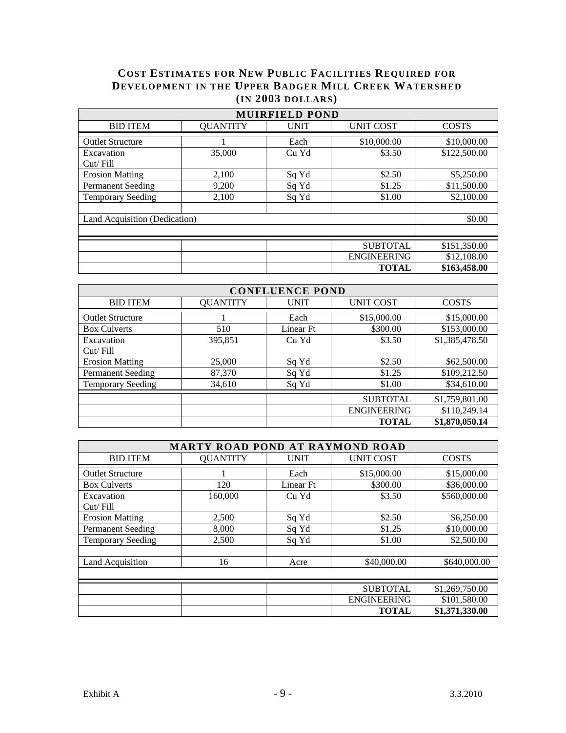## COST ESTIMATES FOR NEW PUBLIC FACILITIES REQUIRED FOR DEVELOPMENT IN THE UPPER BADGER MILL CREEK WATERSHED (IN 2003 DOLLARS)

| MUIRFIELD POND | | | | |
|---|---|---|---|---|
| BID ITEM | QUANTITY | UNIT | UNIT COST | COSTS |
| Outlet Structure | 1 | Each | $10,000.00 | $10,000.00 |
| Excavation Cut/ Fill | 35,000 | Cu Yd | $3.50 | $122,500.00 |
| Erosion Matting | 2,100 | Sq Yd | $2.50 | $5,250.00 |
| Permanent Seeding | 9,200 | Sq Yd | $1.25 | $11,500.00 |
| Temporary Seeding | 2,100 | Sq Yd | $1.00 | $2,100.00 |
| | | | | |
| Land Acquisition (Dedication) | | | | $0.00 |
| | | | | |
| | | | SUBTOTAL | $151,350.00 |
| | | | ENGINEERING | $12,108.00 |
| | | | **TOTAL** | **$163,458.00** |

| CONFLUENCE POND | | | | |
|---|---|---|---|---|
| BID ITEM | QUANTITY | UNIT | UNIT COST | COSTS |
| Outlet Structure | 1 | Each | $15,000.00 | $15,000.00 |
| Box Culverts | 510 | Linear Ft | $300.00 | $153,000.00 |
| Excavation Cut/ Fill | 395,851 | Cu Yd | $3.50 | $1,385,478.50 |
| Erosion Matting | 25,000 | Sq Yd | $2.50 | $62,500.00 |
| Permanent Seeding | 87,370 | Sq Yd | $1.25 | $109,212.50 |
| Temporary Seeding | 34,610 | Sq Yd | $1.00 | $34,610.00 |
| | | | SUBTOTAL | $1,759,801.00 |
| | | | ENGINEERING | $110,249.14 |
| | | | **TOTAL** | **$1,870,050.14** |

| MARTY ROAD POND AT RAYMOND ROAD | | | | |
|---|---|---|---|---|
| BID ITEM | QUANTITY | UNIT | UNIT COST | COSTS |
| Outlet Structure | 1 | Each | $15,000.00 | $15,000.00 |
| Box Culverts | 120 | Linear Ft | $300.00 | $36,000.00 |
| Excavation Cut/ Fill | 160,000 | Cu Yd | $3.50 | $560,000.00 |
| Erosion Matting | 2,500 | Sq Yd | $2.50 | $6,250.00 |
| Permanent Seeding | 8,000 | Sq Yd | $1.25 | $10,000.00 |
| Temporary Seeding | 2,500 | Sq Yd | $1.00 | $2,500.00 |
| | | | | |
| Land Acquisition | 16 | Acre | $40,000.00 | $640,000.00 |
| | | | | |
| | | | SUBTOTAL | $1,269,750.00 |
| | | | ENGINEERING | $101,580.00 |
| | | | **TOTAL** | **$1,371,330.00** |

Exhibit A 3.3.2010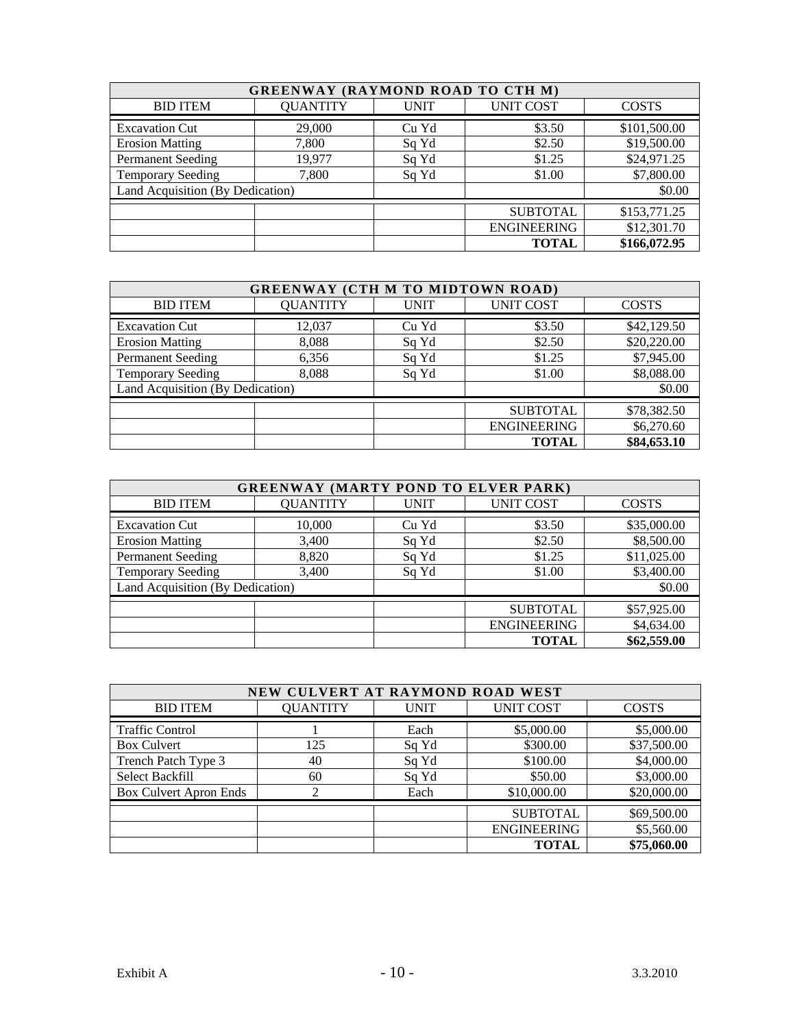| GREENWAY (RAYMOND ROAD TO CTH M) | | | | |
|---|---|---|---|---|
| BID ITEM | QUANTITY | UNIT | UNIT COST | COSTS |
| Excavation Cut | 29,000 | Cu Yd | \$3.50 | \$101,500.00 |
| Erosion Matting | 7,800 | Sq Yd | \$2.50 | \$19,500.00 |
| Permanent Seeding | 19,977 | Sq Yd | \$1.25 | \$24,971.25 |
| Temporary Seeding | 7,800 | Sq Yd | \$1.00 | \$7,800.00 |
| Land Acquisition (By Dedication) | | | | \$0.00 |
| | | | SUBTOTAL | \$153,771.25 |
| | | | ENGINEERING | \$12,301.70 |
| | | | **TOTAL** | **\$166,072.95** |

| GREENWAY (CTH M TO MIDTOWN ROAD) | | | | |
|---|---|---|---|---|
| BID ITEM | QUANTITY | UNIT | UNIT COST | COSTS |
| Excavation Cut | 12,037 | Cu Yd | \$3.50 | \$42,129.50 |
| Erosion Matting | 8,088 | Sq Yd | \$2.50 | \$20,220.00 |
| Permanent Seeding | 6,356 | Sq Yd | \$1.25 | \$7,945.00 |
| Temporary Seeding | 8,088 | Sq Yd | \$1.00 | \$8,088.00 |
| Land Acquisition (By Dedication) | | | | \$0.00 |
| | | | SUBTOTAL | \$78,382.50 |
| | | | ENGINEERING | \$6,270.60 |
| | | | **TOTAL** | **\$84,653.10** |

| GREENWAY (MARTY POND TO ELVER PARK) | | | | |
|---|---|---|---|---|
| BID ITEM | QUANTITY | UNIT | UNIT COST | COSTS |
| Excavation Cut | 10,000 | Cu Yd | \$3.50 | \$35,000.00 |
| Erosion Matting | 3,400 | Sq Yd | \$2.50 | \$8,500.00 |
| Permanent Seeding | 8,820 | Sq Yd | \$1.25 | \$11,025.00 |
| Temporary Seeding | 3,400 | Sq Yd | \$1.00 | \$3,400.00 |
| Land Acquisition (By Dedication) | | | | \$0.00 |
| | | | SUBTOTAL | \$57,925.00 |
| | | | ENGINEERING | \$4,634.00 |
| | | | **TOTAL** | **\$62,559.00** |

| NEW CULVERT AT RAYMOND ROAD WEST | | | | |
|---|---|---|---|---|
| BID ITEM | QUANTITY | UNIT | UNIT COST | COSTS |
| Traffic Control | 1 | Each | \$5,000.00 | \$5,000.00 |
| Box Culvert | 125 | Sq Yd | \$300.00 | \$37,500.00 |
| Trench Patch Type 3 | 40 | Sq Yd | \$100.00 | \$4,000.00 |
| Select Backfill | 60 | Sq Yd | \$50.00 | \$3,000.00 |
| Box Culvert Apron Ends | 2 | Each | \$10,000.00 | \$20,000.00 |
| | | | SUBTOTAL | \$69,500.00 |
| | | | ENGINEERING | \$5,560.00 |
| | | | **TOTAL** | **\$75,060.00** |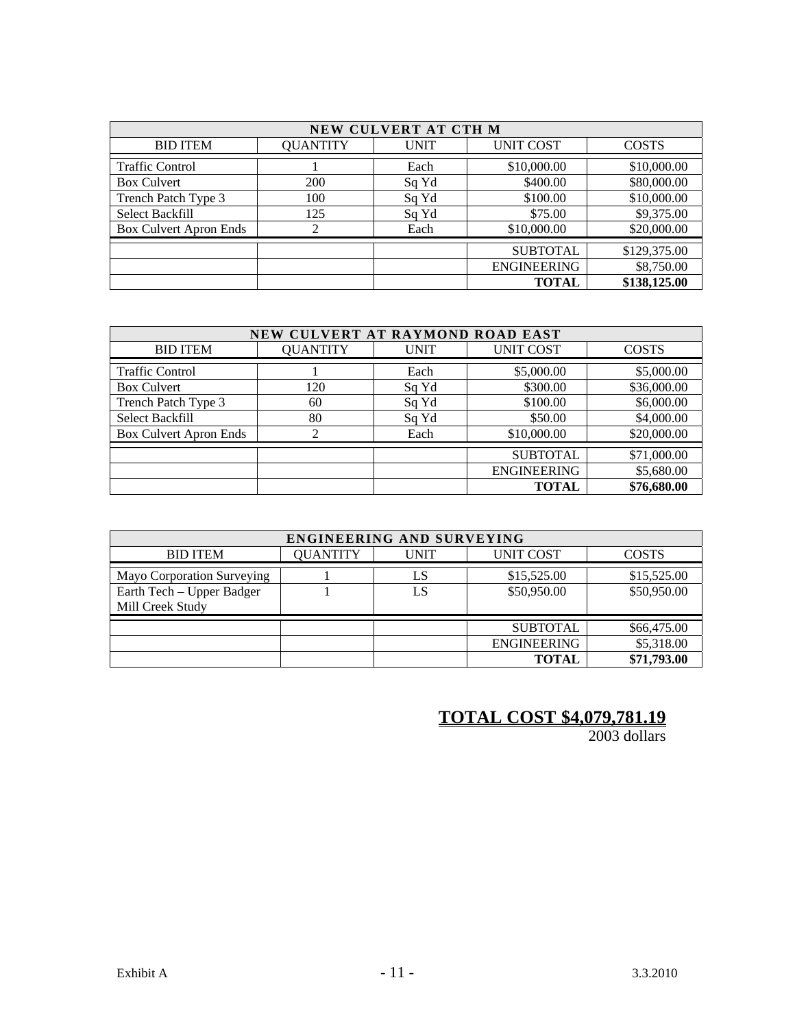| NEW CULVERT AT CTH M | | | | |
|---|---|---|---|---|
| BID ITEM | QUANTITY | UNIT | UNIT COST | COSTS |
| Traffic Control | 1 | Each | $10,000.00 | $10,000.00 |
| Box Culvert | 200 | Sq Yd | $400.00 | $80,000.00 |
| Trench Patch Type 3 | 100 | Sq Yd | $100.00 | $10,000.00 |
| Select Backfill | 125 | Sq Yd | $75.00 | $9,375.00 |
| Box Culvert Apron Ends | 2 | Each | $10,000.00 | $20,000.00 |
| | | | SUBTOTAL | $129,375.00 |
| | | | ENGINEERING | $8,750.00 |
| | | | **TOTAL** | **$138,125.00** |

| NEW CULVERT AT RAYMOND ROAD EAST | | | | |
|---|---|---|---|---|
| BID ITEM | QUANTITY | UNIT | UNIT COST | COSTS |
| Traffic Control | 1 | Each | $5,000.00 | $5,000.00 |
| Box Culvert | 120 | Sq Yd | $300.00 | $36,000.00 |
| Trench Patch Type 3 | 60 | Sq Yd | $100.00 | $6,000.00 |
| Select Backfill | 80 | Sq Yd | $50.00 | $4,000.00 |
| Box Culvert Apron Ends | 2 | Each | $10,000.00 | $20,000.00 |
| | | | SUBTOTAL | $71,000.00 |
| | | | ENGINEERING | $5,680.00 |
| | | | **TOTAL** | **$76,680.00** |

| ENGINEERING AND SURVEYING | | | | |
|---|---|---|---|---|
| BID ITEM | QUANTITY | UNIT | UNIT COST | COSTS |
| Mayo Corporation Surveying | 1 | LS | $15,525.00 | $15,525.00 |
| Earth Tech – Upper Badger Mill Creek Study | 1 | LS | $50,950.00 | $50,950.00 |
| | | | SUBTOTAL | $66,475.00 |
| | | | ENGINEERING | $5,318.00 |
| | | | **TOTAL** | **$71,793.00** |

**TOTAL COST $4,079,781.19**

2003 dollars